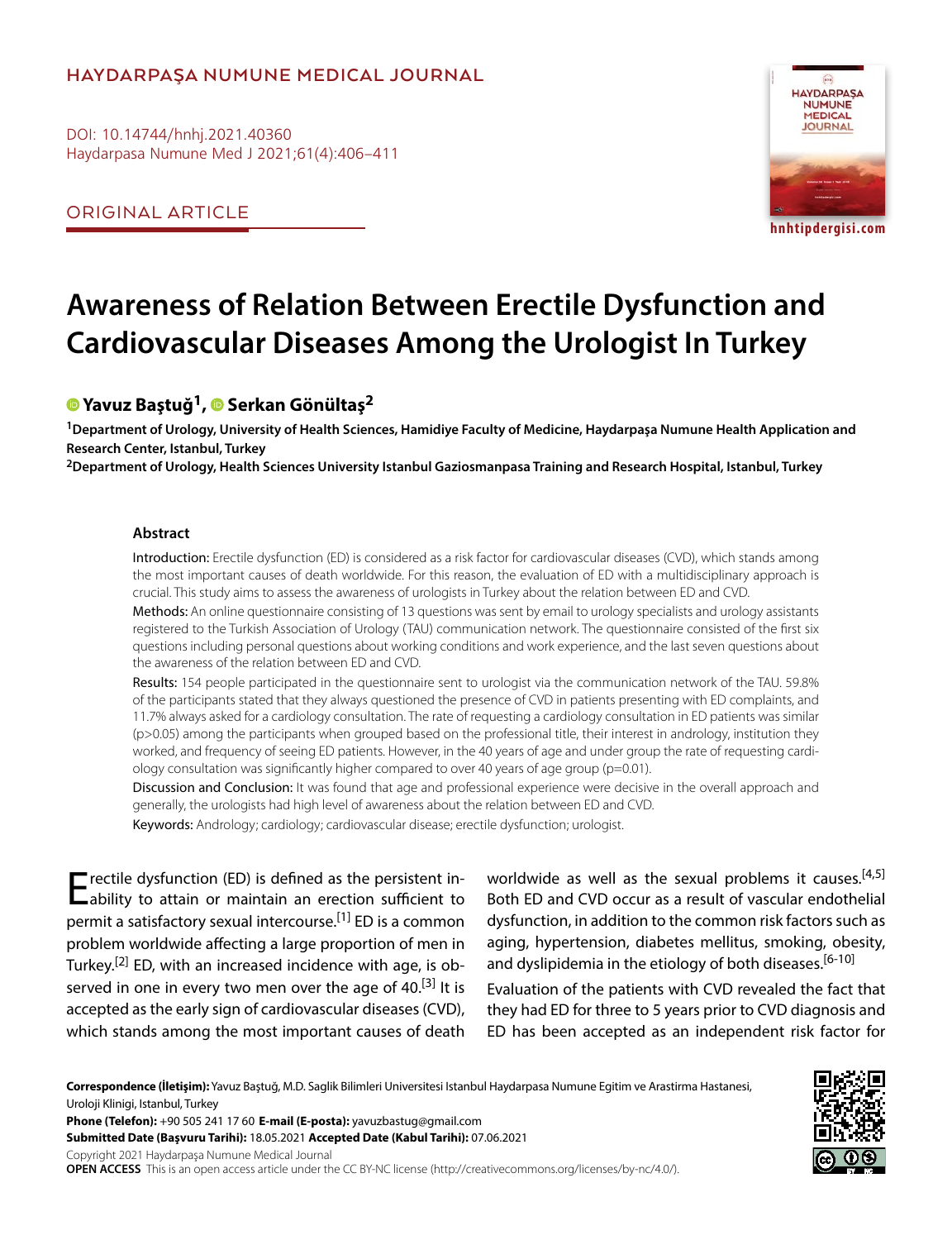HAYDARPAŞA NUMUNE MEDICAL JOURNAL

DOI: 10.14744/hnhj.2021.40360
Haydarpasa Numune Med J 2021;61(4):406–411

ORIGINAL ARTICLE

# Awareness of Relation Between Erectile Dysfunction and Cardiovascular Diseases Among the Urologist In Turkey

**Yavuz Baştuğ[1], Serkan Gönültaş[2]**

[1]Department of Urology, University of Health Sciences, Hamidiye Faculty of Medicine, Haydarpaşa Numune Health Application and Research Center, Istanbul, Turkey

[2]Department of Urology, Health Sciences University Istanbul Gaziosmanpasa Training and Research Hospital, Istanbul, Turkey

## Abstract

**Introduction:** Erectile dysfunction (ED) is considered as a risk factor for cardiovascular diseases (CVD), which stands among the most important causes of death worldwide. For this reason, the evaluation of ED with a multidisciplinary approach is crucial. This study aims to assess the awareness of urologists in Turkey about the relation between ED and CVD.

**Methods:** An online questionnaire consisting of 13 questions was sent by email to urology specialists and urology assistants registered to the Turkish Association of Urology (TAU) communication network. The questionnaire consisted of the first six questions including personal questions about working conditions and work experience, and the last seven questions about the awareness of the relation between ED and CVD.

**Results:** 154 people participated in the questionnaire sent to urologist via the communication network of the TAU. 59.8% of the participants stated that they always questioned the presence of CVD in patients presenting with ED complaints, and 11.7% always asked for a cardiology consultation. The rate of requesting a cardiology consultation in ED patients was similar ($p>0.05$) among the participants when grouped based on the professional title, their interest in andrology, institution they worked, and frequency of seeing ED patients. However, in the 40 years of age and under group the rate of requesting cardiology consultation was significantly higher compared to over 40 years of age group ($p=0.01$).

**Discussion and Conclusion:** It was found that age and professional experience were decisive in the overall approach and generally, the urologists had high level of awareness about the relation between ED and CVD.

**Keywords:** Andrology; cardiology; cardiovascular disease; erectile dysfunction; urologist.

Erectile dysfunction (ED) is defined as the persistent inability to attain or maintain an erection sufficient to permit a satisfactory sexual intercourse.[1] ED is a common problem worldwide affecting a large proportion of men in Turkey.[2] ED, with an increased incidence with age, is observed in one in every two men over the age of 40.[3] It is accepted as the early sign of cardiovascular diseases (CVD), which stands among the most important causes of death worldwide as well as the sexual problems it causes.[4,5] Both ED and CVD occur as a result of vascular endothelial dysfunction, in addition to the common risk factors such as aging, hypertension, diabetes mellitus, smoking, obesity, and dyslipidemia in the etiology of both diseases.[6-10]

Evaluation of the patients with CVD revealed the fact that they had ED for three to 5 years prior to CVD diagnosis and ED has been accepted as an independent risk factor for

**Correspondence (İletişim):** Yavuz Baştuğ, M.D. Saglik Bilimleri Universitesi Istanbul Haydarpasa Numune Egitim ve Arastirma Hastanesi, Uroloji Klinigi, Istanbul, Turkey

**Phone (Telefon):** +90 505 241 17 60 **E-mail (E-posta):** yavuzbastug@gmail.com

**Submitted Date (Başvuru Tarihi):** 18.05.2021 **Accepted Date (Kabul Tarihi):** 07.06.2021

Copyright 2021 Haydarpaşa Numune Medical Journal

**OPEN ACCESS** This is an open access article under the CC BY-NC license (http://creativecommons.org/licenses/by-nc/4.0/).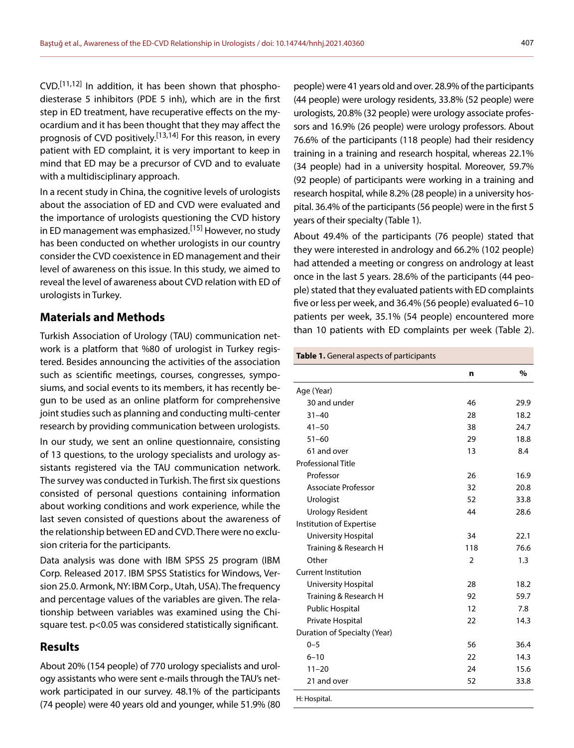CVD.[11,12] In addition, it has been shown that phosphodiesterase 5 inhibitors (PDE 5 inh), which are in the first step in ED treatment, have recuperative effects on the myocardium and it has been thought that they may affect the prognosis of CVD positively.[13,14] For this reason, in every patient with ED complaint, it is very important to keep in mind that ED may be a precursor of CVD and to evaluate with a multidisciplinary approach.

In a recent study in China, the cognitive levels of urologists about the association of ED and CVD were evaluated and the importance of urologists questioning the CVD history in ED management was emphasized.[15] However, no study has been conducted on whether urologists in our country consider the CVD coexistence in ED management and their level of awareness on this issue. In this study, we aimed to reveal the level of awareness about CVD relation with ED of urologists in Turkey.

## Materials and Methods

Turkish Association of Urology (TAU) communication network is a platform that %80 of urologist in Turkey registered. Besides announcing the activities of the association such as scientific meetings, courses, congresses, symposiums, and social events to its members, it has recently begun to be used as an online platform for comprehensive joint studies such as planning and conducting multi-center research by providing communication between urologists.

In our study, we sent an online questionnaire, consisting of 13 questions, to the urology specialists and urology assistants registered via the TAU communication network. The survey was conducted in Turkish. The first six questions consisted of personal questions containing information about working conditions and work experience, while the last seven consisted of questions about the awareness of the relationship between ED and CVD. There were no exclusion criteria for the participants.

Data analysis was done with IBM SPSS 25 program (IBM Corp. Released 2017. IBM SPSS Statistics for Windows, Version 25.0. Armonk, NY: IBM Corp., Utah, USA). The frequency and percentage values of the variables are given. The relationship between variables was examined using the Chi-square test. $p<0.05$ was considered statistically significant.

## Results

About 20% (154 people) of 770 urology specialists and urology assistants who were sent e-mails through the TAU's network participated in our survey. 48.1% of the participants (74 people) were 40 years old and younger, while 51.9% (80 people) were 41 years old and over. 28.9% of the participants (44 people) were urology residents, 33.8% (52 people) were urologists, 20.8% (32 people) were urology associate professors and 16.9% (26 people) were urology professors. About 76.6% of the participants (118 people) had their residency training in a training and research hospital, whereas 22.1% (34 people) had in a university hospital. Moreover, 59.7% (92 people) of participants were working in a training and research hospital, while 8.2% (28 people) in a university hospital. 36.4% of the participants (56 people) were in the first 5 years of their specialty (Table 1).

About 49.4% of the participants (76 people) stated that they were interested in andrology and 66.2% (102 people) had attended a meeting or congress on andrology at least once in the last 5 years. 28.6% of the participants (44 people) stated that they evaluated patients with ED complaints five or less per week, and 36.4% (56 people) evaluated 6–10 patients per week, 35.1% (54 people) encountered more than 10 patients with ED complaints per week (Table 2).

**Table 1.** General aspects of participants

| | n | % |
|---|---|---|
| Age (Year) | | |
| 30 and under | 46 | 29.9 |
| 31–40 | 28 | 18.2 |
| 41–50 | 38 | 24.7 |
| 51–60 | 29 | 18.8 |
| 61 and over | 13 | 8.4 |
| Professional Title | | |
| Professor | 26 | 16.9 |
| Associate Professor | 32 | 20.8 |
| Urologist | 52 | 33.8 |
| Urology Resident | 44 | 28.6 |
| Institution of Expertise | | |
| University Hospital | 34 | 22.1 |
| Training & Research H | 118 | 76.6 |
| Other | 2 | 1.3 |
| Current Institution | | |
| University Hospital | 28 | 18.2 |
| Training & Research H | 92 | 59.7 |
| Public Hospital | 12 | 7.8 |
| Private Hospital | 22 | 14.3 |
| Duration of Specialty (Year) | | |
| 0–5 | 56 | 36.4 |
| 6–10 | 22 | 14.3 |
| 11–20 | 24 | 15.6 |
| 21 and over | 52 | 33.8 |

H: Hospital.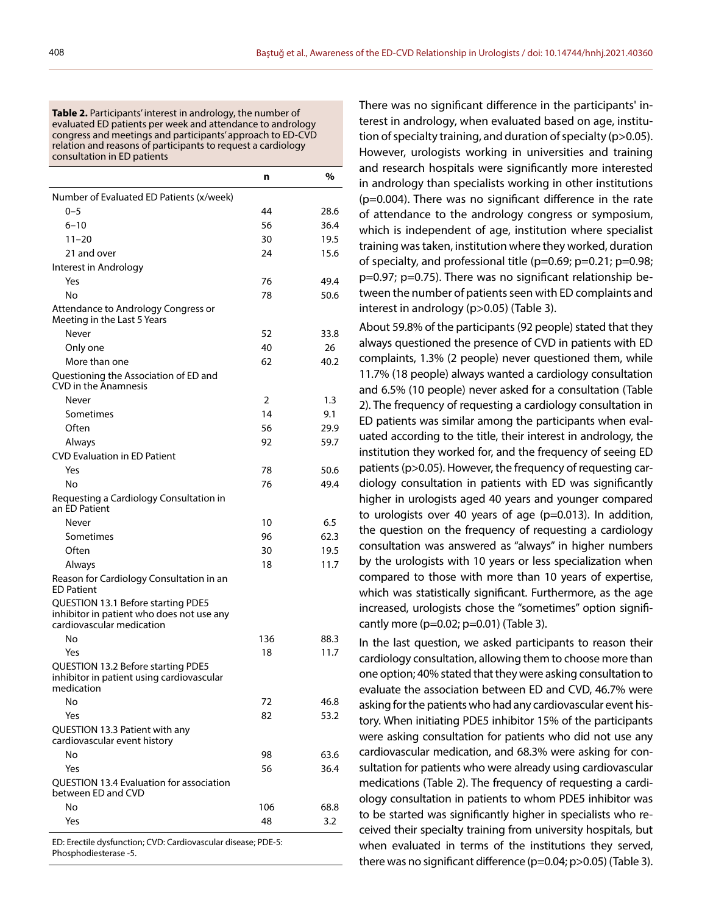**Table 2.** Participants' interest in andrology, the number of evaluated ED patients per week and attendance to andrology congress and meetings and participants' approach to ED-CVD relation and reasons of participants to request a cardiology consultation in ED patients

| | n | % |
|---|---|---|
| Number of Evaluated ED Patients (x/week) | | |
| 0–5 | 44 | 28.6 |
| 6–10 | 56 | 36.4 |
| 11–20 | 30 | 19.5 |
| 21 and over | 24 | 15.6 |
| Interest in Andrology | | |
| Yes | 76 | 49.4 |
| No | 78 | 50.6 |
| Attendance to Andrology Congress or Meeting in the Last 5 Years | | |
| Never | 52 | 33.8 |
| Only one | 40 | 26 |
| More than one | 62 | 40.2 |
| Questioning the Association of ED and CVD in the Anamnesis | | |
| Never | 2 | 1.3 |
| Sometimes | 14 | 9.1 |
| Often | 56 | 29.9 |
| Always | 92 | 59.7 |
| CVD Evaluation in ED Patient | | |
| Yes | 78 | 50.6 |
| No | 76 | 49.4 |
| Requesting a Cardiology Consultation in an ED Patient | | |
| Never | 10 | 6.5 |
| Sometimes | 96 | 62.3 |
| Often | 30 | 19.5 |
| Always | 18 | 11.7 |
| Reason for Cardiology Consultation in an ED Patient | | |
| QUESTION 13.1 Before starting PDE5 inhibitor in patient who does not use any cardiovascular medication | | |
| No | 136 | 88.3 |
| Yes | 18 | 11.7 |
| QUESTION 13.2 Before starting PDE5 inhibitor in patient using cardiovascular medication | | |
| No | 72 | 46.8 |
| Yes | 82 | 53.2 |
| QUESTION 13.3 Patient with any cardiovascular event history | | |
| No | 98 | 63.6 |
| Yes | 56 | 36.4 |
| QUESTION 13.4 Evaluation for association between ED and CVD | | |
| No | 106 | 68.8 |
| Yes | 48 | 3.2 |

ED: Erectile dysfunction; CVD: Cardiovascular disease; PDE-5: Phosphodiesterase -5.

There was no significant difference in the participants' interest in andrology, when evaluated based on age, institution of specialty training, and duration of specialty (p>0.05). However, urologists working in universities and training and research hospitals were significantly more interested in andrology than specialists working in other institutions (p=0.004). There was no significant difference in the rate of attendance to the andrology congress or symposium, which is independent of age, institution where specialist training was taken, institution where they worked, duration of specialty, and professional title (p=0.69; p=0.21; p=0.98; p=0.97; p=0.75). There was no significant relationship between the number of patients seen with ED complaints and interest in andrology (p>0.05) (Table 3).

About 59.8% of the participants (92 people) stated that they always questioned the presence of CVD in patients with ED complaints, 1.3% (2 people) never questioned them, while 11.7% (18 people) always wanted a cardiology consultation and 6.5% (10 people) never asked for a consultation (Table 2). The frequency of requesting a cardiology consultation in ED patients was similar among the participants when evaluated according to the title, their interest in andrology, the institution they worked for, and the frequency of seeing ED patients (p>0.05). However, the frequency of requesting cardiology consultation in patients with ED was significantly higher in urologists aged 40 years and younger compared to urologists over 40 years of age (p=0.013). In addition, the question on the frequency of requesting a cardiology consultation was answered as "always" in higher numbers by the urologists with 10 years or less specialization when compared to those with more than 10 years of expertise, which was statistically significant. Furthermore, as the age increased, urologists chose the "sometimes" option significantly more (p=0.02; p=0.01) (Table 3).

In the last question, we asked participants to reason their cardiology consultation, allowing them to choose more than one option; 40% stated that they were asking consultation to evaluate the association between ED and CVD, 46.7% were asking for the patients who had any cardiovascular event history. When initiating PDE5 inhibitor 15% of the participants were asking consultation for patients who did not use any cardiovascular medication, and 68.3% were asking for consultation for patients who were already using cardiovascular medications (Table 2). The frequency of requesting a cardiology consultation in patients to whom PDE5 inhibitor was to be started was significantly higher in specialists who received their specialty training from university hospitals, but when evaluated in terms of the institutions they served, there was no significant difference (p=0.04; p>0.05) (Table 3).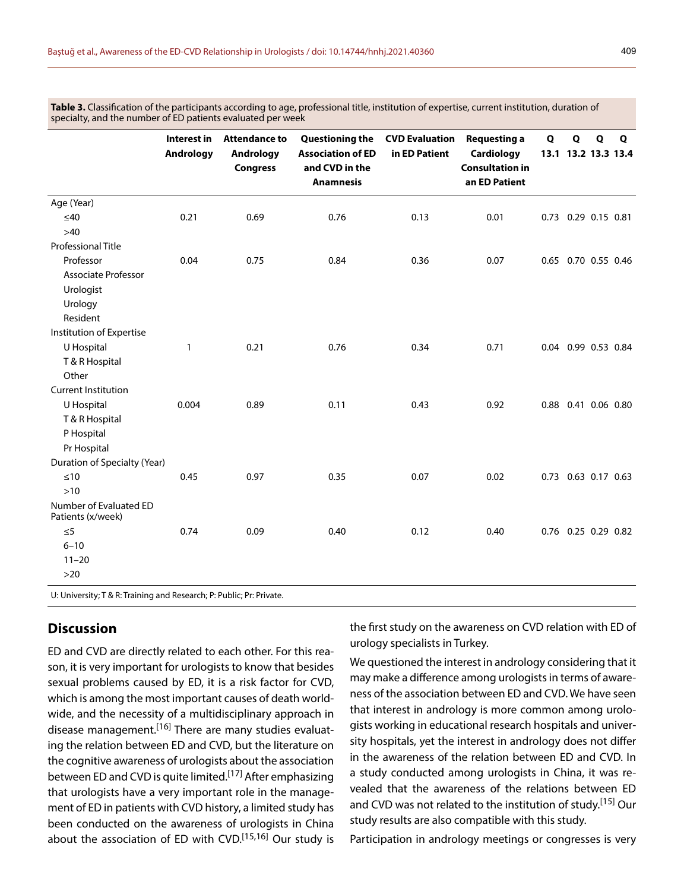**Table 3.** Classification of the participants according to age, professional title, institution of expertise, current institution, duration of specialty, and the number of ED patients evaluated per week

| | Interest in Andrology | Attendance to Andrology Congress | Questioning the Association of ED and CVD in the Anamnesis | CVD Evaluation in ED Patient | Requesting a Cardiology Consultation in an ED Patient | Q 13.1 | Q 13.2 | Q 13.3 | Q 13.4 |
|---|---|---|---|---|---|---|---|---|---|
| Age (Year) | | | | | | | | | |
| ≤40 | 0.21 | 0.69 | 0.76 | 0.13 | 0.01 | 0.73 | 0.29 | 0.15 | 0.81 |
| >40 | | | | | | | | | |
| Professional Title | | | | | | | | | |
| Professor | 0.04 | 0.75 | 0.84 | 0.36 | 0.07 | 0.65 | 0.70 | 0.55 | 0.46 |
| Associate Professor | | | | | | | | | |
| Urologist | | | | | | | | | |
| Urology Resident | | | | | | | | | |
| Institution of Expertise | | | | | | | | | |
| U Hospital | 1 | 0.21 | 0.76 | 0.34 | 0.71 | 0.04 | 0.99 | 0.53 | 0.84 |
| T & R Hospital | | | | | | | | | |
| Other | | | | | | | | | |
| Current Institution | | | | | | | | | |
| U Hospital | 0.004 | 0.89 | 0.11 | 0.43 | 0.92 | 0.88 | 0.41 | 0.06 | 0.80 |
| T & R Hospital | | | | | | | | | |
| P Hospital | | | | | | | | | |
| Pr Hospital | | | | | | | | | |
| Duration of Specialty (Year) | | | | | | | | | |
| ≤10 | 0.45 | 0.97 | 0.35 | 0.07 | 0.02 | 0.73 | 0.63 | 0.17 | 0.63 |
| >10 | | | | | | | | | |
| Number of Evaluated ED Patients (x/week) | | | | | | | | | |
| ≤5 | 0.74 | 0.09 | 0.40 | 0.12 | 0.40 | 0.76 | 0.25 | 0.29 | 0.82 |
| 6–10 | | | | | | | | | |
| 11–20 | | | | | | | | | |
| >20 | | | | | | | | | |

U: University; T & R: Training and Research; P: Public; Pr: Private.

## Discussion

ED and CVD are directly related to each other. For this reason, it is very important for urologists to know that besides sexual problems caused by ED, it is a risk factor for CVD, which is among the most important causes of death worldwide, and the necessity of a multidisciplinary approach in disease management.[16] There are many studies evaluating the relation between ED and CVD, but the literature on the cognitive awareness of urologists about the association between ED and CVD is quite limited.[17] After emphasizing that urologists have a very important role in the management of ED in patients with CVD history, a limited study has been conducted on the awareness of urologists in China about the association of ED with CVD.[15,16] Our study is the first study on the awareness on CVD relation with ED of urology specialists in Turkey.

We questioned the interest in andrology considering that it may make a difference among urologists in terms of awareness of the association between ED and CVD. We have seen that interest in andrology is more common among urologists working in educational research hospitals and university hospitals, yet the interest in andrology does not differ in the awareness of the relation between ED and CVD. In a study conducted among urologists in China, it was revealed that the awareness of the relations between ED and CVD was not related to the institution of study.[15] Our study results are also compatible with this study.

Participation in andrology meetings or congresses is very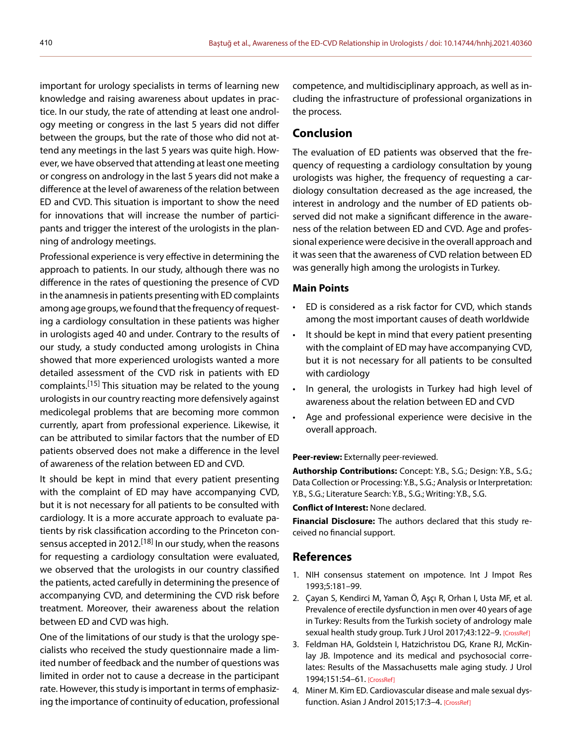important for urology specialists in terms of learning new knowledge and raising awareness about updates in practice. In our study, the rate of attending at least one andrology meeting or congress in the last 5 years did not differ between the groups, but the rate of those who did not attend any meetings in the last 5 years was quite high. However, we have observed that attending at least one meeting or congress on andrology in the last 5 years did not make a difference at the level of awareness of the relation between ED and CVD. This situation is important to show the need for innovations that will increase the number of participants and trigger the interest of the urologists in the planning of andrology meetings.

Professional experience is very effective in determining the approach to patients. In our study, although there was no difference in the rates of questioning the presence of CVD in the anamnesis in patients presenting with ED complaints among age groups, we found that the frequency of requesting a cardiology consultation in these patients was higher in urologists aged 40 and under. Contrary to the results of our study, a study conducted among urologists in China showed that more experienced urologists wanted a more detailed assessment of the CVD risk in patients with ED complaints.[15] This situation may be related to the young urologists in our country reacting more defensively against medicolegal problems that are becoming more common currently, apart from professional experience. Likewise, it can be attributed to similar factors that the number of ED patients observed does not make a difference in the level of awareness of the relation between ED and CVD.

It should be kept in mind that every patient presenting with the complaint of ED may have accompanying CVD, but it is not necessary for all patients to be consulted with cardiology. It is a more accurate approach to evaluate patients by risk classification according to the Princeton consensus accepted in 2012.[18] In our study, when the reasons for requesting a cardiology consultation were evaluated, we observed that the urologists in our country classified the patients, acted carefully in determining the presence of accompanying CVD, and determining the CVD risk before treatment. Moreover, their awareness about the relation between ED and CVD was high.

One of the limitations of our study is that the urology specialists who received the study questionnaire made a limited number of feedback and the number of questions was limited in order not to cause a decrease in the participant rate. However, this study is important in terms of emphasizing the importance of continuity of education, professional competence, and multidisciplinary approach, as well as including the infrastructure of professional organizations in the process.

## Conclusion

The evaluation of ED patients was observed that the frequency of requesting a cardiology consultation by young urologists was higher, the frequency of requesting a cardiology consultation decreased as the age increased, the interest in andrology and the number of ED patients observed did not make a significant difference in the awareness of the relation between ED and CVD. Age and professional experience were decisive in the overall approach and it was seen that the awareness of CVD relation between ED was generally high among the urologists in Turkey.

### Main Points

- ED is considered as a risk factor for CVD, which stands among the most important causes of death worldwide
- It should be kept in mind that every patient presenting with the complaint of ED may have accompanying CVD, but it is not necessary for all patients to be consulted with cardiology
- In general, the urologists in Turkey had high level of awareness about the relation between ED and CVD
- Age and professional experience were decisive in the overall approach.

**Peer-review:** Externally peer-reviewed.

**Authorship Contributions:** Concept: Y.B., S.G.; Design: Y.B., S.G.; Data Collection or Processing: Y.B., S.G.; Analysis or Interpretation: Y.B., S.G.; Literature Search: Y.B., S.G.; Writing: Y.B., S.G.

**Conflict of Interest:** None declared.

**Financial Disclosure:** The authors declared that this study received no financial support.

## References

1. NIH consensus statement on ımpotence. Int J Impot Res 1993;5:181–99.
2. Çayan S, Kendirci M, Yaman Ö, Aşçı R, Orhan I, Usta MF, et al. Prevalence of erectile dysfunction in men over 40 years of age in Turkey: Results from the Turkish society of andrology male sexual health study group. Turk J Urol 2017;43:122–9. [CrossRef]
3. Feldman HA, Goldstein I, Hatzichristou DG, Krane RJ, McKinlay JB. Impotence and its medical and psychosocial correlates: Results of the Massachusetts male aging study. J Urol 1994;151:54–61. [CrossRef]
4. Miner M. Kim ED. Cardiovascular disease and male sexual dysfunction. Asian J Androl 2015;17:3–4. [CrossRef]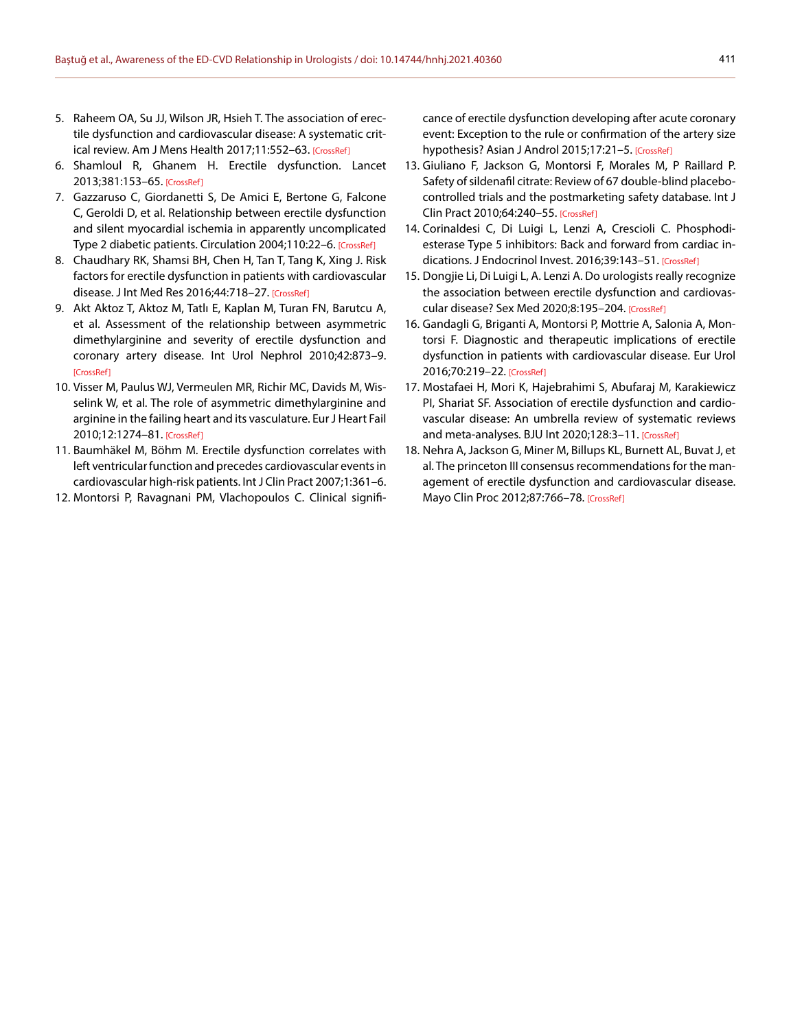5. Raheem OA, Su JJ, Wilson JR, Hsieh T. The association of erectile dysfunction and cardiovascular disease: A systematic critical review. Am J Mens Health 2017;11:552–63. [CrossRef]
6. Shamloul R, Ghanem H. Erectile dysfunction. Lancet 2013;381:153–65. [CrossRef]
7. Gazzaruso C, Giordanetti S, De Amici E, Bertone G, Falcone C, Geroldi D, et al. Relationship between erectile dysfunction and silent myocardial ischemia in apparently uncomplicated Type 2 diabetic patients. Circulation 2004;110:22–6. [CrossRef]
8. Chaudhary RK, Shamsi BH, Chen H, Tan T, Tang K, Xing J. Risk factors for erectile dysfunction in patients with cardiovascular disease. J Int Med Res 2016;44:718–27. [CrossRef]
9. Akt Aktoz T, Aktoz M, Tatlı E, Kaplan M, Turan FN, Barutcu A, et al. Assessment of the relationship between asymmetric dimethylarginine and severity of erectile dysfunction and coronary artery disease. Int Urol Nephrol 2010;42:873–9. [CrossRef]
10. Visser M, Paulus WJ, Vermeulen MR, Richir MC, Davids M, Wisselink W, et al. The role of asymmetric dimethylarginine and arginine in the failing heart and its vasculature. Eur J Heart Fail 2010;12:1274–81. [CrossRef]
11. Baumhäkel M, Böhm M. Erectile dysfunction correlates with left ventricular function and precedes cardiovascular events in cardiovascular high-risk patients. Int J Clin Pract 2007;1:361–6.
12. Montorsi P, Ravagnani PM, Vlachopoulos C. Clinical significance of erectile dysfunction developing after acute coronary event: Exception to the rule or confirmation of the artery size hypothesis? Asian J Androl 2015;17:21–5. [CrossRef]
13. Giuliano F, Jackson G, Montorsi F, Morales M, P Raillard P. Safety of sildenafil citrate: Review of 67 double-blind placebo-controlled trials and the postmarketing safety database. Int J Clin Pract 2010;64:240–55. [CrossRef]
14. Corinaldesi C, Di Luigi L, Lenzi A, Crescioli C. Phosphodiesterase Type 5 inhibitors: Back and forward from cardiac indications. J Endocrinol Invest. 2016;39:143–51. [CrossRef]
15. Dongjie Li, Di Luigi L, A. Lenzi A. Do urologists really recognize the association between erectile dysfunction and cardiovascular disease? Sex Med 2020;8:195–204. [CrossRef]
16. Gandagli G, Briganti A, Montorsi P, Mottrie A, Salonia A, Montorsi F. Diagnostic and therapeutic implications of erectile dysfunction in patients with cardiovascular disease. Eur Urol 2016;70:219–22. [CrossRef]
17. Mostafaei H, Mori K, Hajebrahimi S, Abufaraj M, Karakiewicz PI, Shariat SF. Association of erectile dysfunction and cardiovascular disease: An umbrella review of systematic reviews and meta-analyses. BJU Int 2020;128:3–11. [CrossRef]
18. Nehra A, Jackson G, Miner M, Billups KL, Burnett AL, Buvat J, et al. The princeton III consensus recommendations for the management of erectile dysfunction and cardiovascular disease. Mayo Clin Proc 2012;87:766–78. [CrossRef]